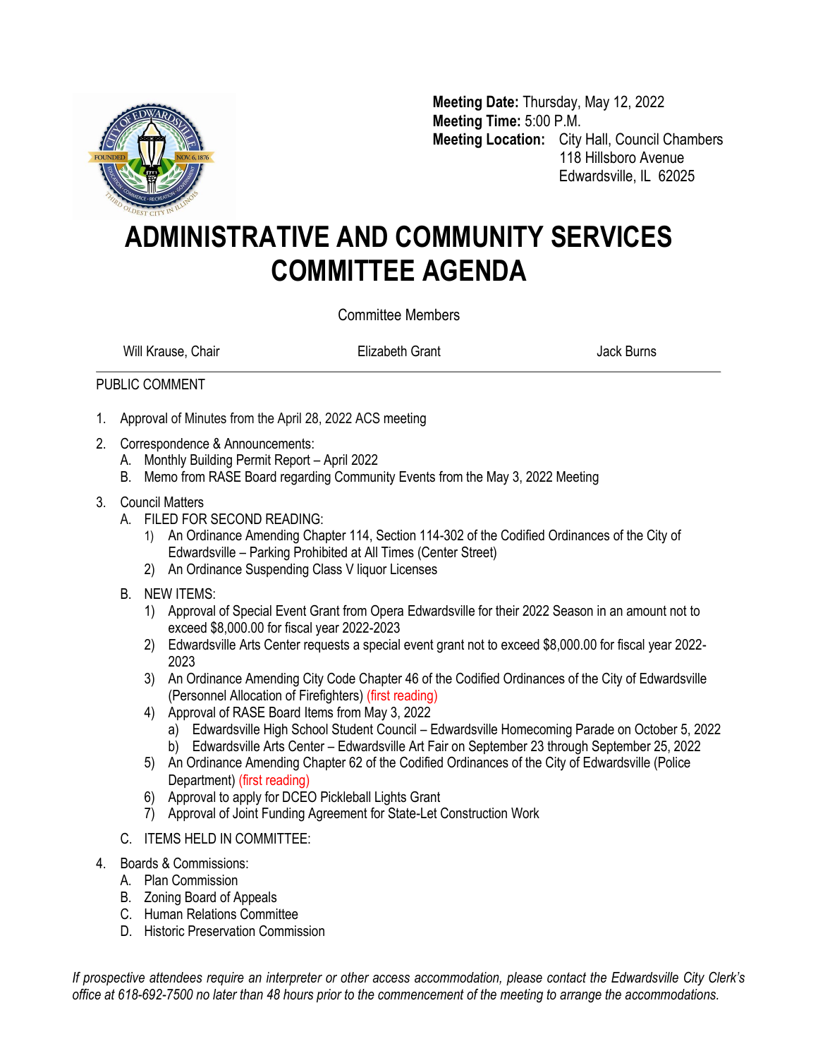**Meeting Date:** Thursday, May 12, 2022
**Meeting Time:** 5:00 P.M.
**Meeting Location:** City Hall, Council Chambers
118 Hillsboro Avenue
Edwardsville, IL 62025

# ADMINISTRATIVE AND COMMUNITY SERVICES COMMITTEE AGENDA

Committee Members

| | | |
|---|---|---|
| Will Krause, Chair | Elizabeth Grant | Jack Burns |

PUBLIC COMMENT

1. Approval of Minutes from the April 28, 2022 ACS meeting
2. Correspondence & Announcements:
   A. Monthly Building Permit Report – April 2022
   B. Memo from RASE Board regarding Community Events from the May 3, 2022 Meeting
3. Council Matters
   A. FILED FOR SECOND READING:
      1) An Ordinance Amending Chapter 114, Section 114-302 of the Codified Ordinances of the City of Edwardsville – Parking Prohibited at All Times (Center Street)
      2) An Ordinance Suspending Class V liquor Licenses
   B. NEW ITEMS:
      1) Approval of Special Event Grant from Opera Edwardsville for their 2022 Season in an amount not to exceed $8,000.00 for fiscal year 2022-2023
      2) Edwardsville Arts Center requests a special event grant not to exceed $8,000.00 for fiscal year 2022-2023
      3) An Ordinance Amending City Code Chapter 46 of the Codified Ordinances of the City of Edwardsville (Personnel Allocation of Firefighters) (first reading)
      4) Approval of RASE Board Items from May 3, 2022
         a) Edwardsville High School Student Council – Edwardsville Homecoming Parade on October 5, 2022
         b) Edwardsville Arts Center – Edwardsville Art Fair on September 23 through September 25, 2022
      5) An Ordinance Amending Chapter 62 of the Codified Ordinances of the City of Edwardsville (Police Department) (first reading)
      6) Approval to apply for DCEO Pickleball Lights Grant
      7) Approval of Joint Funding Agreement for State-Let Construction Work
   C. ITEMS HELD IN COMMITTEE:
4. Boards & Commissions:
   A. Plan Commission
   B. Zoning Board of Appeals
   C. Human Relations Committee
   D. Historic Preservation Commission

*If prospective attendees require an interpreter or other access accommodation, please contact the Edwardsville City Clerk's office at 618-692-7500 no later than 48 hours prior to the commencement of the meeting to arrange the accommodations.*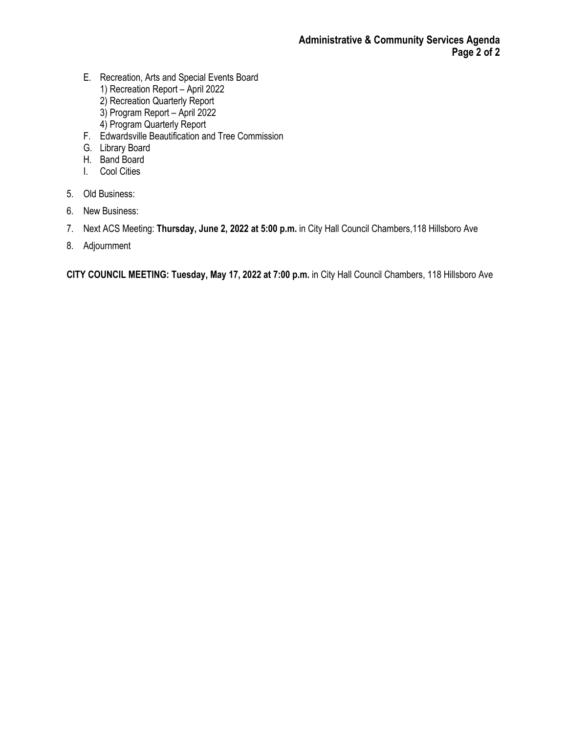E. Recreation, Arts and Special Events Board
   1) Recreation Report – April 2022
   2) Recreation Quarterly Report
   3) Program Report – April 2022
   4) Program Quarterly Report
F. Edwardsville Beautification and Tree Commission
G. Library Board
H. Band Board
I. Cool Cities

5. Old Business:
6. New Business:
7. Next ACS Meeting: **Thursday, June 2, 2022 at 5:00 p.m.** in City Hall Council Chambers,118 Hillsboro Ave
8. Adjournment

**CITY COUNCIL MEETING: Tuesday, May 17, 2022 at 7:00 p.m.** in City Hall Council Chambers, 118 Hillsboro Ave